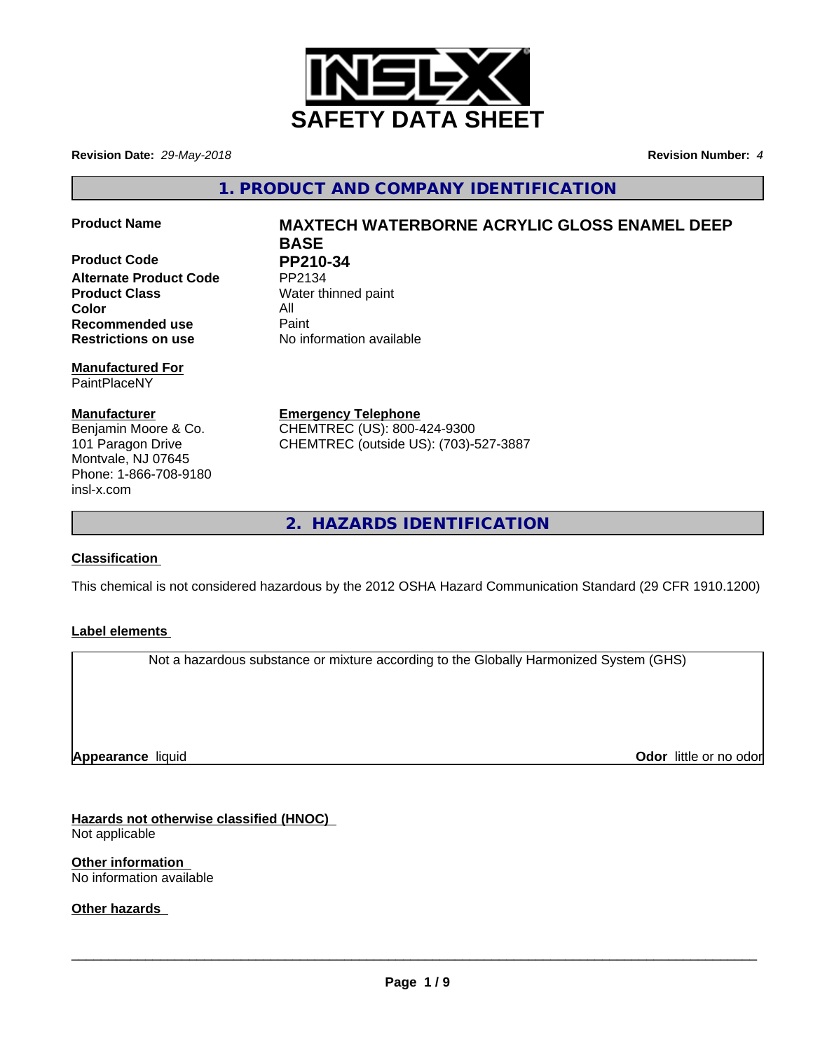# SAFETY DATA SHEET

**Revision Date:** *29-May-2018* **Revision Number:** *4*

## 1. PRODUCT AND COMPANY IDENTIFICATION

| | |
|---|---|
| **Product Name** | **MAXTECH WATERBORNE ACRYLIC GLOSS ENAMEL DEEP BASE** |
| **Product Code** | **PP210-34** |
| **Alternate Product Code** | PP2134 |
| **Product Class** | Water thinned paint |
| **Color** | All |
| **Recommended use** | Paint |
| **Restrictions on use** | No information available |

**Manufactured For**
PaintPlaceNY

**Manufacturer**
Benjamin Moore & Co.
101 Paragon Drive
Montvale, NJ 07645
Phone: 1-866-708-9180
insl-x.com

**Emergency Telephone**
CHEMTREC (US): 800-424-9300
CHEMTREC (outside US): (703)-527-3887

## 2. HAZARDS IDENTIFICATION

**Classification**

This chemical is not considered hazardous by the 2012 OSHA Hazard Communication Standard (29 CFR 1910.1200)

**Label elements**

Not a hazardous substance or mixture according to the Globally Harmonized System (GHS)

**Appearance** liquid **Odor** little or no odor

**Hazards not otherwise classified (HNOC)**
Not applicable

**Other information**
No information available

**Other hazards**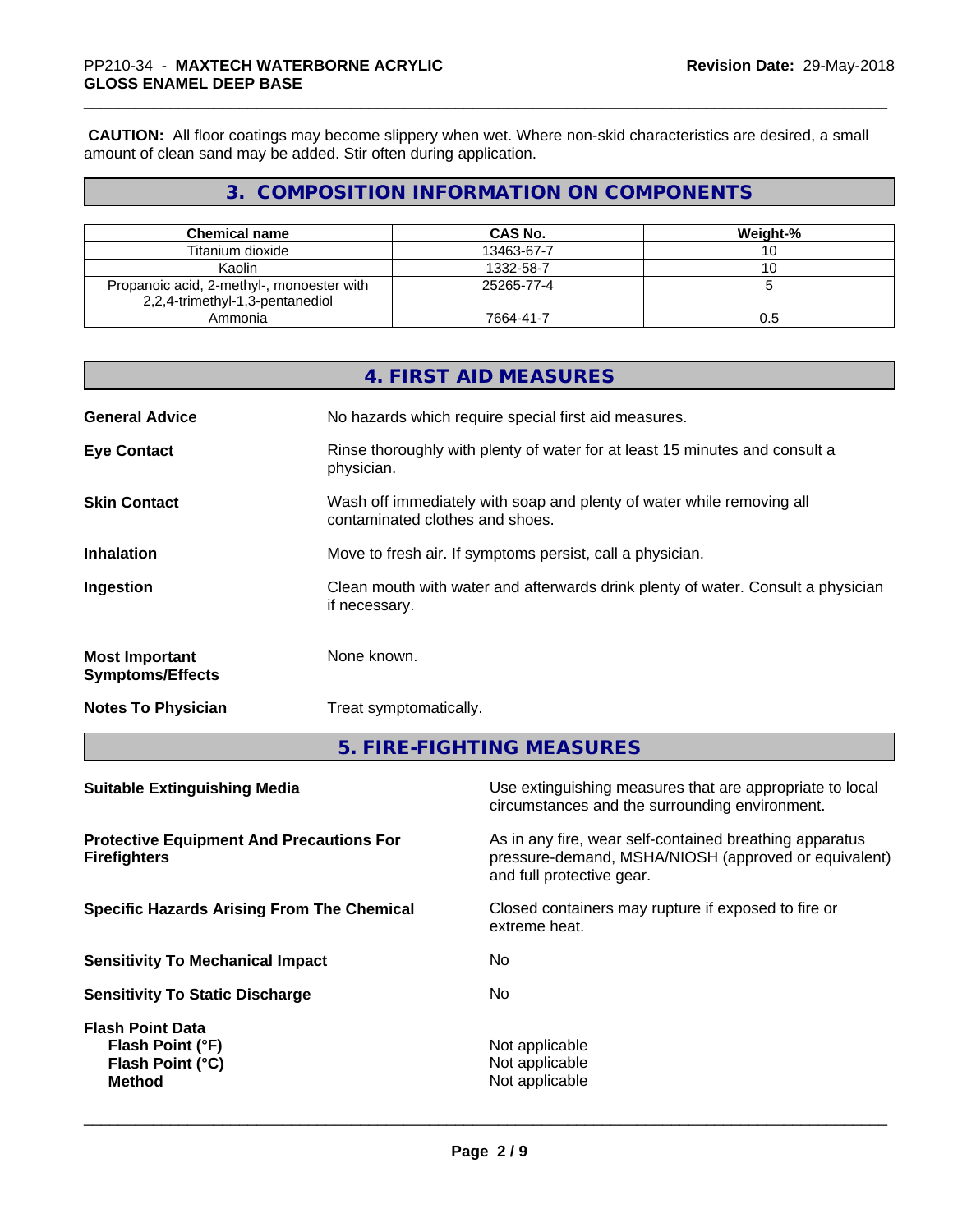**CAUTION:** All floor coatings may become slippery when wet. Where non-skid characteristics are desired, a small amount of clean sand may be added. Stir often during application.

## 3. COMPOSITION INFORMATION ON COMPONENTS

| Chemical name | CAS No. | Weight-% |
|---|---|---|
| Titanium dioxide | 13463-67-7 | 10 |
| Kaolin | 1332-58-7 | 10 |
| Propanoic acid, 2-methyl-, monoester with 2,2,4-trimethyl-1,3-pentanediol | 25265-77-4 | 5 |
| Ammonia | 7664-41-7 | 0.5 |

## 4. FIRST AID MEASURES

**General Advice**
No hazards which require special first aid measures.

**Eye Contact**
Rinse thoroughly with plenty of water for at least 15 minutes and consult a physician.

**Skin Contact**
Wash off immediately with soap and plenty of water while removing all contaminated clothes and shoes.

**Inhalation**
Move to fresh air. If symptoms persist, call a physician.

**Ingestion**
Clean mouth with water and afterwards drink plenty of water. Consult a physician if necessary.

**Most Important Symptoms/Effects**
None known.

**Notes To Physician**
Treat symptomatically.

## 5. FIRE-FIGHTING MEASURES

**Suitable Extinguishing Media**
Use extinguishing measures that are appropriate to local circumstances and the surrounding environment.

**Protective Equipment And Precautions For Firefighters**
As in any fire, wear self-contained breathing apparatus pressure-demand, MSHA/NIOSH (approved or equivalent) and full protective gear.

**Specific Hazards Arising From The Chemical**
Closed containers may rupture if exposed to fire or extreme heat.

**Sensitivity To Mechanical Impact**
No

**Sensitivity To Static Discharge**
No

**Flash Point Data**
**Flash Point (°F)** Not applicable
**Flash Point (°C)** Not applicable
**Method** Not applicable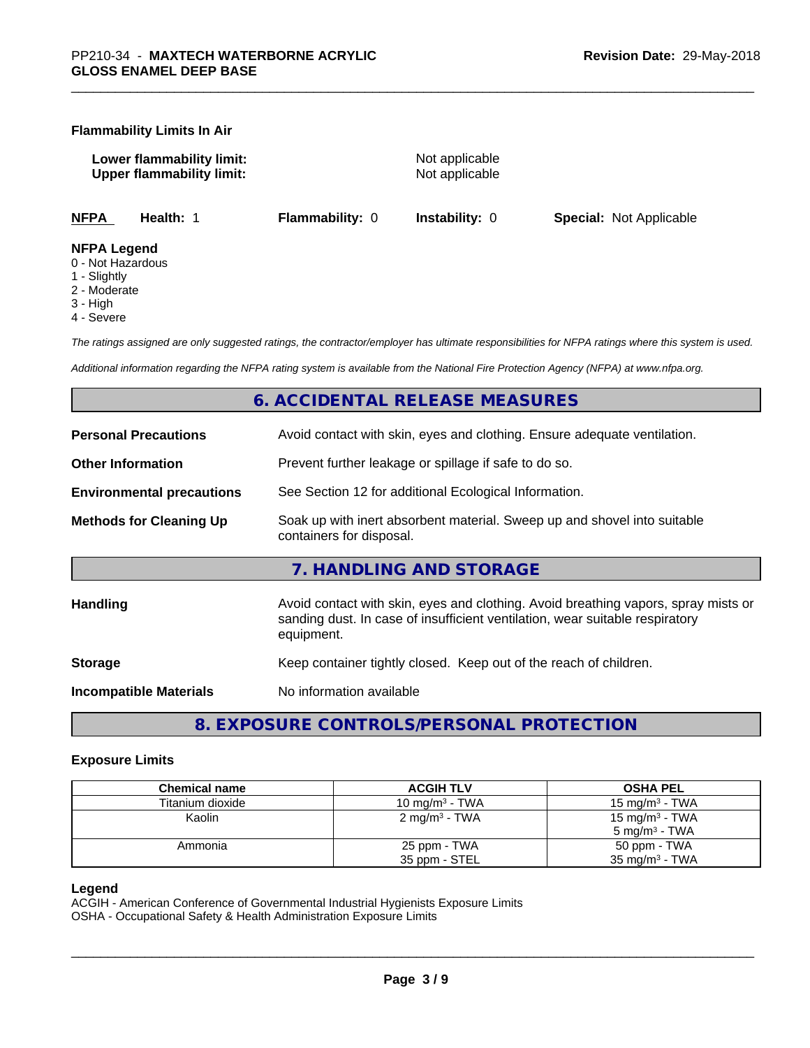**Flammability Limits In Air**

**Lower flammability limit:** Not applicable
**Upper flammability limit:** Not applicable

**NFPA** **Health:** 1 **Flammability:** 0 **Instability:** 0 **Special:** Not Applicable

**NFPA Legend**
0 - Not Hazardous
1 - Slightly
2 - Moderate
3 - High
4 - Severe

*The ratings assigned are only suggested ratings, the contractor/employer has ultimate responsibilities for NFPA ratings where this system is used.*

*Additional information regarding the NFPA rating system is available from the National Fire Protection Agency (NFPA) at www.nfpa.org.*

## 6. ACCIDENTAL RELEASE MEASURES

**Personal Precautions** Avoid contact with skin, eyes and clothing. Ensure adequate ventilation.

**Other Information** Prevent further leakage or spillage if safe to do so.

**Environmental precautions** See Section 12 for additional Ecological Information.

**Methods for Cleaning Up** Soak up with inert absorbent material. Sweep up and shovel into suitable containers for disposal.

## 7. HANDLING AND STORAGE

**Handling** Avoid contact with skin, eyes and clothing. Avoid breathing vapors, spray mists or sanding dust. In case of insufficient ventilation, wear suitable respiratory equipment.

**Storage** Keep container tightly closed. Keep out of the reach of children.

**Incompatible Materials** No information available

## 8. EXPOSURE CONTROLS/PERSONAL PROTECTION

### Exposure Limits

| Chemical name | ACGIH TLV | OSHA PEL |
|---|---|---|
| Titanium dioxide | 10 mg/m³ - TWA | 15 mg/m³ - TWA |
| Kaolin | 2 mg/m³ - TWA | 15 mg/m³ - TWA<br>5 mg/m³ - TWA |
| Ammonia | 25 ppm - TWA<br>35 ppm - STEL | 50 ppm - TWA<br>35 mg/m³ - TWA |

**Legend**
ACGIH - American Conference of Governmental Industrial Hygienists Exposure Limits
OSHA - Occupational Safety & Health Administration Exposure Limits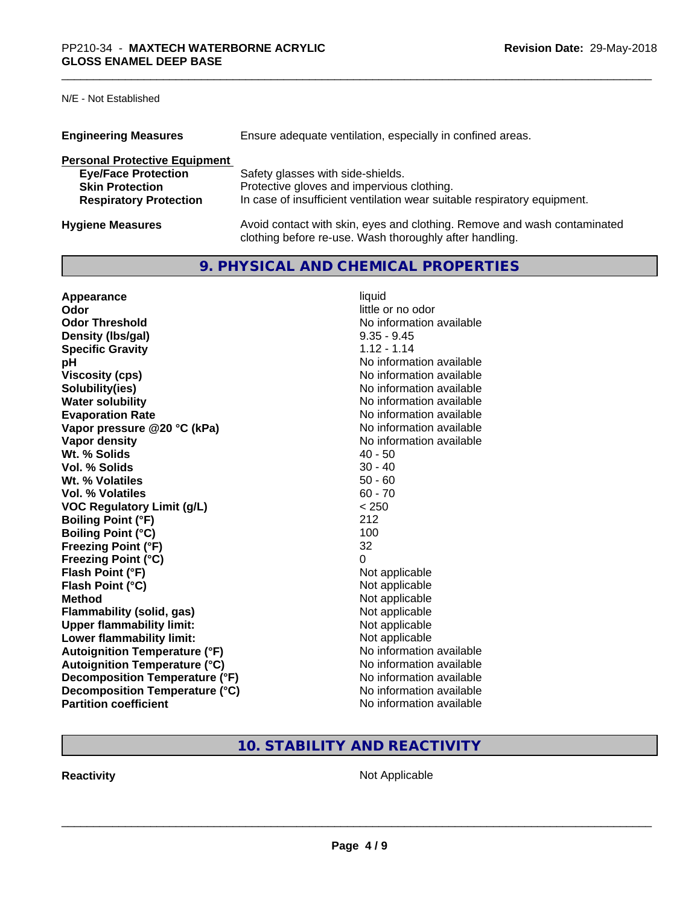N/E - Not Established

| | |
|---|---|
| **Engineering Measures** | Ensure adequate ventilation, especially in confined areas. |

**Personal Protective Equipment**

| | |
|---|---|
| **Eye/Face Protection** | Safety glasses with side-shields. |
| **Skin Protection** | Protective gloves and impervious clothing. |
| **Respiratory Protection** | In case of insufficient ventilation wear suitable respiratory equipment. |
| **Hygiene Measures** | Avoid contact with skin, eyes and clothing. Remove and wash contaminated clothing before re-use. Wash thoroughly after handling. |

## 9. PHYSICAL AND CHEMICAL PROPERTIES

| | |
|---|---|
| **Appearance** | liquid |
| **Odor** | little or no odor |
| **Odor Threshold** | No information available |
| **Density (lbs/gal)** | 9.35 - 9.45 |
| **Specific Gravity** | 1.12 - 1.14 |
| **pH** | No information available |
| **Viscosity (cps)** | No information available |
| **Solubility(ies)** | No information available |
| **Water solubility** | No information available |
| **Evaporation Rate** | No information available |
| **Vapor pressure @20 °C (kPa)** | No information available |
| **Vapor density** | No information available |
| **Wt. % Solids** | 40 - 50 |
| **Vol. % Solids** | 30 - 40 |
| **Wt. % Volatiles** | 50 - 60 |
| **Vol. % Volatiles** | 60 - 70 |
| **VOC Regulatory Limit (g/L)** | < 250 |
| **Boiling Point (°F)** | 212 |
| **Boiling Point (°C)** | 100 |
| **Freezing Point (°F)** | 32 |
| **Freezing Point (°C)** | 0 |
| **Flash Point (°F)** | Not applicable |
| **Flash Point (°C)** | Not applicable |
| **Method** | Not applicable |
| **Flammability (solid, gas)** | Not applicable |
| **Upper flammability limit:** | Not applicable |
| **Lower flammability limit:** | Not applicable |
| **Autoignition Temperature (°F)** | No information available |
| **Autoignition Temperature (°C)** | No information available |
| **Decomposition Temperature (°F)** | No information available |
| **Decomposition Temperature (°C)** | No information available |
| **Partition coefficient** | No information available |

## 10. STABILITY AND REACTIVITY

| | |
|---|---|
| **Reactivity** | Not Applicable |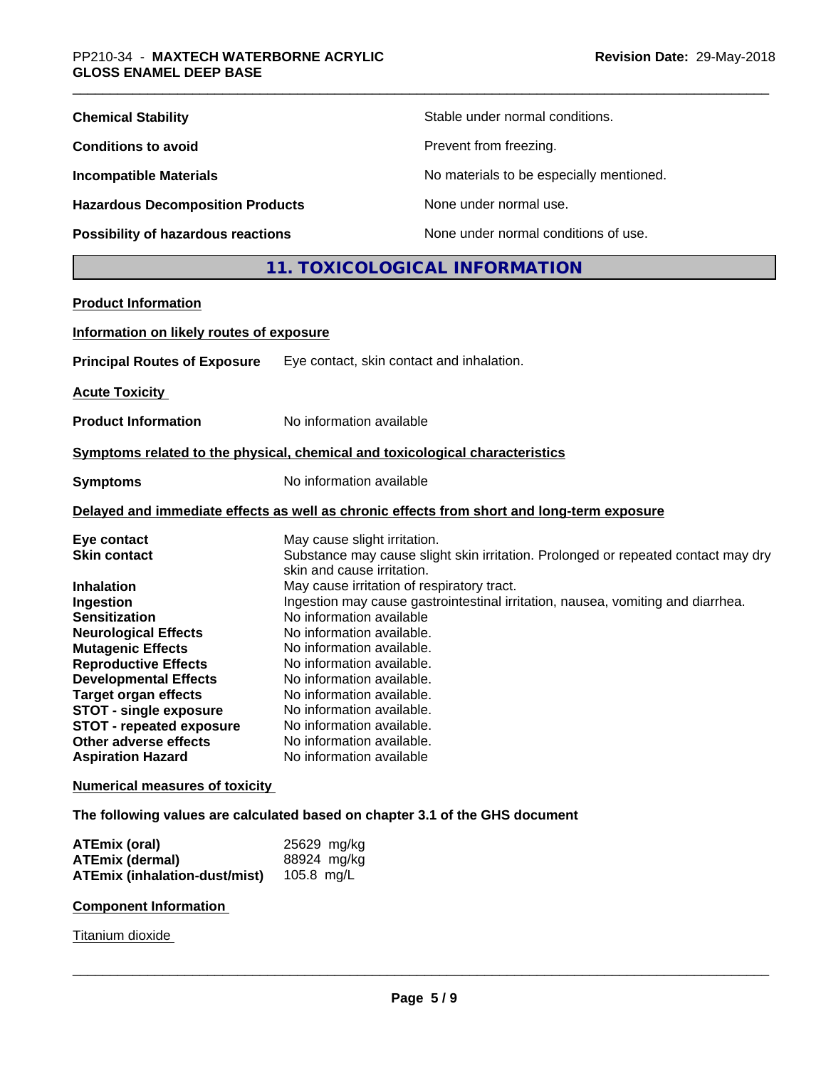| | |
|---|---|
| **Chemical Stability** | Stable under normal conditions. |
| **Conditions to avoid** | Prevent from freezing. |
| **Incompatible Materials** | No materials to be especially mentioned. |
| **Hazardous Decomposition Products** | None under normal use. |
| **Possibility of hazardous reactions** | None under normal conditions of use. |

## 11. TOXICOLOGICAL INFORMATION

**Product Information**

**Information on likely routes of exposure**

**Principal Routes of Exposure** Eye contact, skin contact and inhalation.

**Acute Toxicity**

**Product Information** No information available

**Symptoms related to the physical, chemical and toxicological characteristics**

**Symptoms** No information available

**Delayed and immediate effects as well as chronic effects from short and long-term exposure**

| | |
|---|---|
| **Eye contact** | May cause slight irritation. |
| **Skin contact** | Substance may cause slight skin irritation. Prolonged or repeated contact may dry skin and cause irritation. |
| **Inhalation** | May cause irritation of respiratory tract. |
| **Ingestion** | Ingestion may cause gastrointestinal irritation, nausea, vomiting and diarrhea. |
| **Sensitization** | No information available |
| **Neurological Effects** | No information available. |
| **Mutagenic Effects** | No information available. |
| **Reproductive Effects** | No information available. |
| **Developmental Effects** | No information available. |
| **Target organ effects** | No information available. |
| **STOT - single exposure** | No information available. |
| **STOT - repeated exposure** | No information available. |
| **Other adverse effects** | No information available. |
| **Aspiration Hazard** | No information available |

**Numerical measures of toxicity**

**The following values are calculated based on chapter 3.1 of the GHS document**

| | |
|---|---|
| **ATEmix (oral)** | 25629 mg/kg |
| **ATEmix (dermal)** | 88924 mg/kg |
| **ATEmix (inhalation-dust/mist)** | 105.8 mg/L |

**Component Information**

Titanium dioxide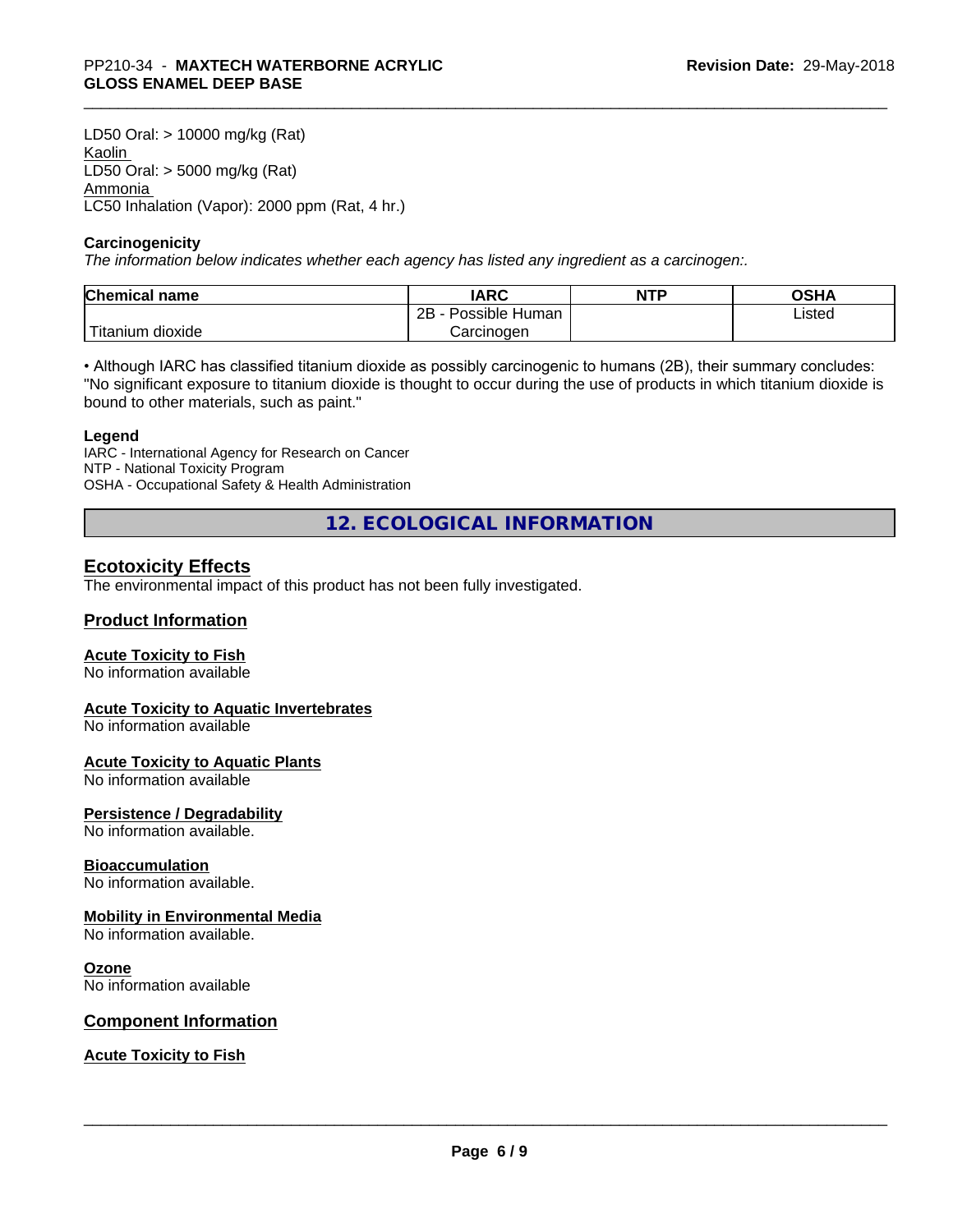LD50 Oral: > 10000 mg/kg (Rat)
Kaolin
LD50 Oral: > 5000 mg/kg (Rat)
Ammonia
LC50 Inhalation (Vapor): 2000 ppm (Rat, 4 hr.)

**Carcinogenicity**

*The information below indicates whether each agency has listed any ingredient as a carcinogen:.*

| Chemical name | IARC | NTP | OSHA |
|---|---|---|---|
| Titanium dioxide | 2B - Possible Human Carcinogen | | Listed |

• Although IARC has classified titanium dioxide as possibly carcinogenic to humans (2B), their summary concludes: "No significant exposure to titanium dioxide is thought to occur during the use of products in which titanium dioxide is bound to other materials, such as paint."

**Legend**

IARC - International Agency for Research on Cancer
NTP - National Toxicity Program
OSHA - Occupational Safety & Health Administration

# 12. ECOLOGICAL INFORMATION

## Ecotoxicity Effects

The environmental impact of this product has not been fully investigated.

## Product Information

### Acute Toxicity to Fish

No information available

### Acute Toxicity to Aquatic Invertebrates

No information available

### Acute Toxicity to Aquatic Plants

No information available

### Persistence / Degradability

No information available.

### Bioaccumulation

No information available.

### Mobility in Environmental Media

No information available.

### Ozone

No information available

## Component Information

### Acute Toxicity to Fish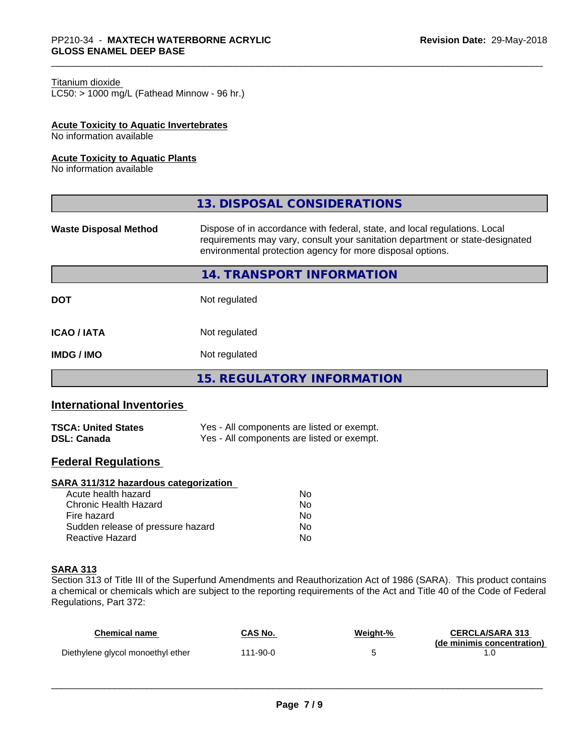Titanium dioxide
LC50: > 1000 mg/L (Fathead Minnow - 96 hr.)

**Acute Toxicity to Aquatic Invertebrates**
No information available

**Acute Toxicity to Aquatic Plants**
No information available

## 13. DISPOSAL CONSIDERATIONS

| | |
|---|---|
| **Waste Disposal Method** | Dispose of in accordance with federal, state, and local regulations. Local requirements may vary, consult your sanitation department or state-designated environmental protection agency for more disposal options. |

## 14. TRANSPORT INFORMATION

| | |
|---|---|
| **DOT** | Not regulated |
| **ICAO / IATA** | Not regulated |
| **IMDG / IMO** | Not regulated |

## 15. REGULATORY INFORMATION

### International Inventories

| | |
|---|---|
| **TSCA: United States** | Yes - All components are listed or exempt. |
| **DSL: Canada** | Yes - All components are listed or exempt. |

### Federal Regulations

**SARA 311/312 hazardous categorization**

| | |
|---|---|
| Acute health hazard | No |
| Chronic Health Hazard | No |
| Fire hazard | No |
| Sudden release of pressure hazard | No |
| Reactive Hazard | No |

**SARA 313**
Section 313 of Title III of the Superfund Amendments and Reauthorization Act of 1986 (SARA). This product contains a chemical or chemicals which are subject to the reporting requirements of the Act and Title 40 of the Code of Federal Regulations, Part 372:

| Chemical name | CAS No. | Weight-% | CERCLA/SARA 313 (de minimis concentration) |
|---|---|---|---|
| Diethylene glycol monoethyl ether | 111-90-0 | 5 | 1.0 |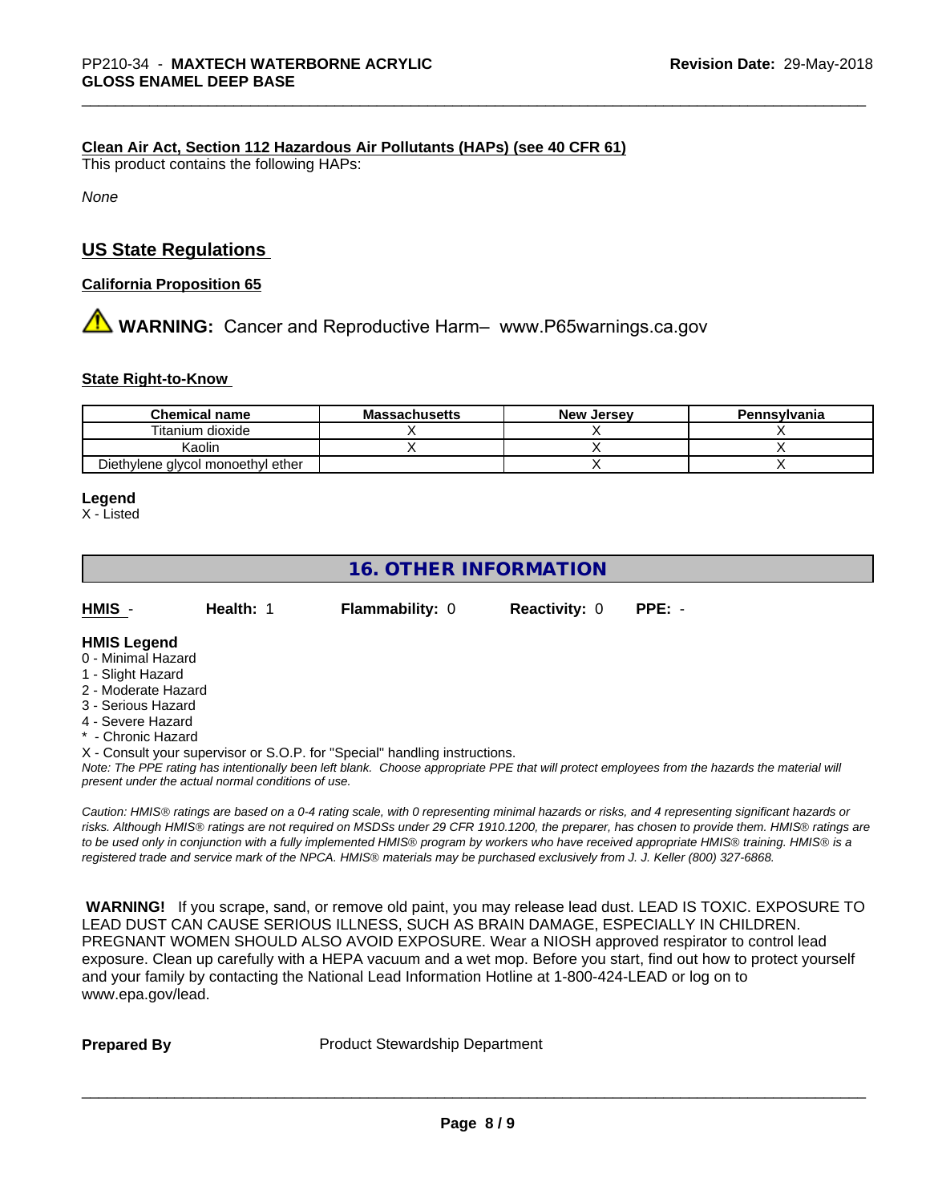**Clean Air Act, Section 112 Hazardous Air Pollutants (HAPs) (see 40 CFR 61)**
This product contains the following HAPs:

*None*

## US State Regulations

**California Proposition 65**

⚠ **WARNING:** Cancer and Reproductive Harm– www.P65warnings.ca.gov

**State Right-to-Know**

| Chemical name | Massachusetts | New Jersey | Pennsylvania |
| --- | --- | --- | --- |
| Titanium dioxide | X | X | X |
| Kaolin | X | X | X |
| Diethylene glycol monoethyl ether | | X | X |

**Legend**
X - Listed

## 16. OTHER INFORMATION

**HMIS** - **Health:** 1 **Flammability:** 0 **Reactivity:** 0 **PPE:** -

**HMIS Legend**
0 - Minimal Hazard
1 - Slight Hazard
2 - Moderate Hazard
3 - Serious Hazard
4 - Severe Hazard
* - Chronic Hazard
X - Consult your supervisor or S.O.P. for "Special" handling instructions.
*Note: The PPE rating has intentionally been left blank. Choose appropriate PPE that will protect employees from the hazards the material will present under the actual normal conditions of use.*

*Caution: HMIS® ratings are based on a 0-4 rating scale, with 0 representing minimal hazards or risks, and 4 representing significant hazards or risks. Although HMIS® ratings are not required on MSDSs under 29 CFR 1910.1200, the preparer, has chosen to provide them. HMIS® ratings are to be used only in conjunction with a fully implemented HMIS® program by workers who have received appropriate HMIS® training. HMIS® is a registered trade and service mark of the NPCA. HMIS® materials may be purchased exclusively from J. J. Keller (800) 327-6868.*

**WARNING!** If you scrape, sand, or remove old paint, you may release lead dust. LEAD IS TOXIC. EXPOSURE TO LEAD DUST CAN CAUSE SERIOUS ILLNESS, SUCH AS BRAIN DAMAGE, ESPECIALLY IN CHILDREN. PREGNANT WOMEN SHOULD ALSO AVOID EXPOSURE. Wear a NIOSH approved respirator to control lead exposure. Clean up carefully with a HEPA vacuum and a wet mop. Before you start, find out how to protect yourself and your family by contacting the National Lead Information Hotline at 1-800-424-LEAD or log on to www.epa.gov/lead.

**Prepared By** Product Stewardship Department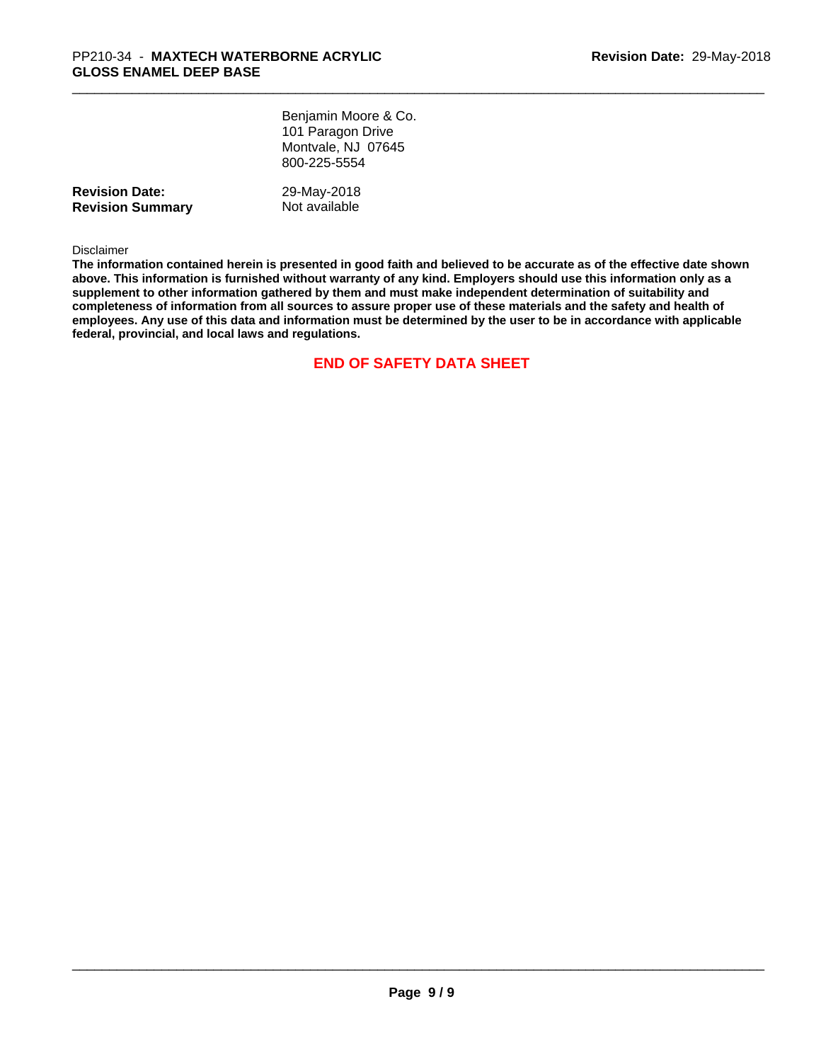Benjamin Moore & Co.
101 Paragon Drive
Montvale, NJ 07645
800-225-5554

| | |
|---|---|
| **Revision Date:** | 29-May-2018 |
| **Revision Summary** | Not available |

Disclaimer

**The information contained herein is presented in good faith and believed to be accurate as of the effective date shown above. This information is furnished without warranty of any kind. Employers should use this information only as a supplement to other information gathered by them and must make independent determination of suitability and completeness of information from all sources to assure proper use of these materials and the safety and health of employees. Any use of this data and information must be determined by the user to be in accordance with applicable federal, provincial, and local laws and regulations.**

**END OF SAFETY DATA SHEET**